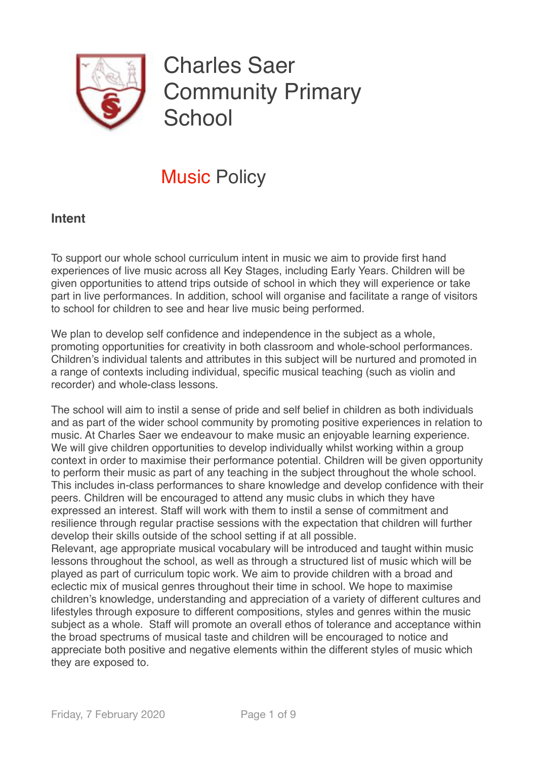# Charles Saer Community Primary School

## Music Policy

### Intent

To support our whole school curriculum intent in music we aim to provide first hand experiences of live music across all Key Stages, including Early Years. Children will be given opportunities to attend trips outside of school in which they will experience or take part in live performances. In addition, school will organise and facilitate a range of visitors to school for children to see and hear live music being performed.

We plan to develop self confidence and independence in the subject as a whole, promoting opportunities for creativity in both classroom and whole-school performances. Children's individual talents and attributes in this subject will be nurtured and promoted in a range of contexts including individual, specific musical teaching (such as violin and recorder) and whole-class lessons.

The school will aim to instil a sense of pride and self belief in children as both individuals and as part of the wider school community by promoting positive experiences in relation to music. At Charles Saer we endeavour to make music an enjoyable learning experience. We will give children opportunities to develop individually whilst working within a group context in order to maximise their performance potential. Children will be given opportunity to perform their music as part of any teaching in the subject throughout the whole school. This includes in-class performances to share knowledge and develop confidence with their peers. Children will be encouraged to attend any music clubs in which they have expressed an interest. Staff will work with them to instil a sense of commitment and resilience through regular practise sessions with the expectation that children will further develop their skills outside of the school setting if at all possible.
Relevant, age appropriate musical vocabulary will be introduced and taught within music lessons throughout the school, as well as through a structured list of music which will be played as part of curriculum topic work. We aim to provide children with a broad and eclectic mix of musical genres throughout their time in school. We hope to maximise children's knowledge, understanding and appreciation of a variety of different cultures and lifestyles through exposure to different compositions, styles and genres within the music subject as a whole. Staff will promote an overall ethos of tolerance and acceptance within the broad spectrums of musical taste and children will be encouraged to notice and appreciate both positive and negative elements within the different styles of music which they are exposed to.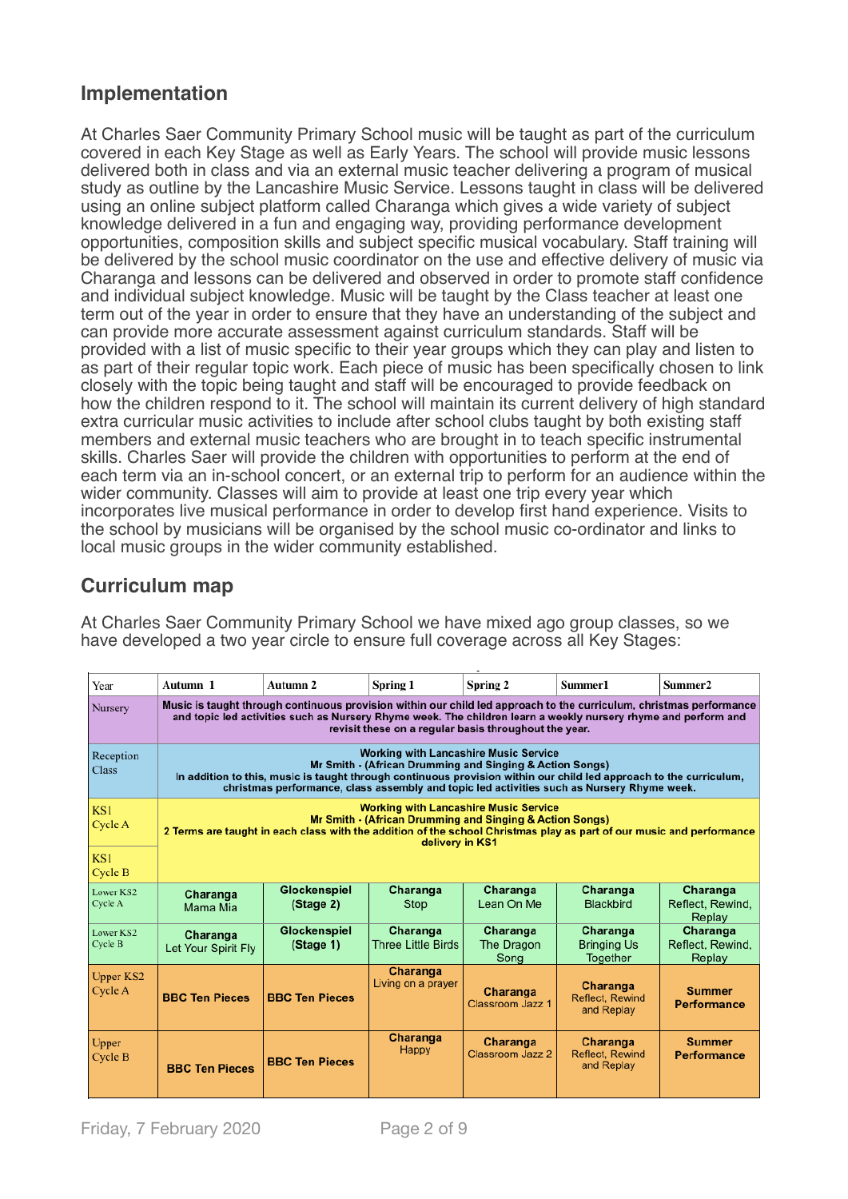## Implementation

At Charles Saer Community Primary School music will be taught as part of the curriculum covered in each Key Stage as well as Early Years. The school will provide music lessons delivered both in class and via an external music teacher delivering a program of musical study as outline by the Lancashire Music Service. Lessons taught in class will be delivered using an online subject platform called Charanga which gives a wide variety of subject knowledge delivered in a fun and engaging way, providing performance development opportunities, composition skills and subject specific musical vocabulary. Staff training will be delivered by the school music coordinator on the use and effective delivery of music via Charanga and lessons can be delivered and observed in order to promote staff confidence and individual subject knowledge. Music will be taught by the Class teacher at least one term out of the year in order to ensure that they have an understanding of the subject and can provide more accurate assessment against curriculum standards. Staff will be provided with a list of music specific to their year groups which they can play and listen to as part of their regular topic work. Each piece of music has been specifically chosen to link closely with the topic being taught and staff will be encouraged to provide feedback on how the children respond to it. The school will maintain its current delivery of high standard extra curricular music activities to include after school clubs taught by both existing staff members and external music teachers who are brought in to teach specific instrumental skills. Charles Saer will provide the children with opportunities to perform at the end of each term via an in-school concert, or an external trip to perform for an audience within the wider community. Classes will aim to provide at least one trip every year which incorporates live musical performance in order to develop first hand experience. Visits to the school by musicians will be organised by the school music co-ordinator and links to local music groups in the wider community established.

## Curriculum map

At Charles Saer Community Primary School we have mixed ago group classes, so we have developed a two year circle to ensure full coverage across all Key Stages:

| Year | Autumn 1 | Autumn 2 | Spring 1 | Spring 2 | Summer1 | Summer2 |
|---|---|---|---|---|---|---|
| Nursery | **Music is taught through continuous provision within our child led approach to the curriculum, christmas performance and topic led activities such as Nursery Rhyme week. The children learn a weekly nursery rhyme and perform and revisit these on a regular basis throughout the year.** | | | | | |
| Reception Class | **Working with Lancashire Music Service Mr Smith - (African Drumming and Singing & Action Songs) In addition to this, music is taught through continuous provision within our child led approach to the curriculum, christmas performance, class assembly and topic led activities such as Nursery Rhyme week.** | | | | | |
| KS1 Cycle A | **Working with Lancashire Music Service Mr Smith - (African Drumming and Singing & Action Songs) 2 Terms are taught in each class with the addition of the school Christmas play as part of our music and performance delivery in KS1** | | | | | |
| KS1 Cycle B | | | | | | |
| Lower KS2 Cycle A | **Charanga** Mama Mia | **Glockenspiel (Stage 2)** | **Charanga** Stop | **Charanga** Lean On Me | **Charanga** Blackbird | **Charanga** Reflect, Rewind, Replay |
| Lower KS2 Cycle B | **Charanga** Let Your Spirit Fly | **Glockenspiel (Stage 1)** | **Charanga** Three Little Birds | **Charanga** The Dragon Song | **Charanga** Bringing Us Together | **Charanga** Reflect, Rewind, Replay |
| Upper KS2 Cycle A | **BBC Ten Pieces** | **BBC Ten Pieces** | **Charanga** Living on a prayer | **Charanga** Classroom Jazz 1 | **Charanga** Reflect, Rewind and Replay | **Summer Performance** |
| Upper Cycle B | **BBC Ten Pieces** | **BBC Ten Pieces** | **Charanga** Happy | **Charanga** Classroom Jazz 2 | **Charanga** Reflect, Rewind and Replay | **Summer Performance** |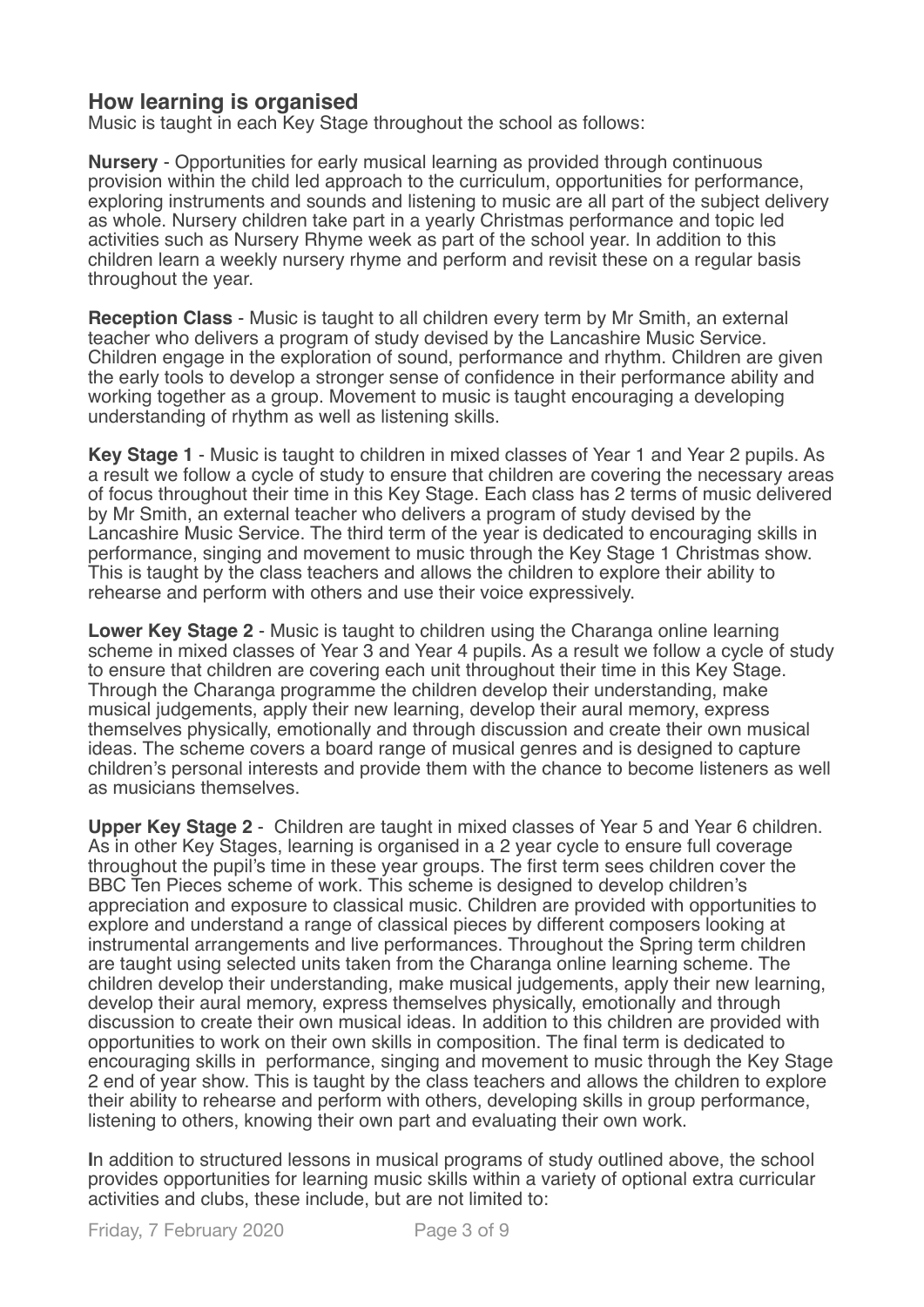## How learning is organised

Music is taught in each Key Stage throughout the school as follows:

**Nursery** - Opportunities for early musical learning as provided through continuous provision within the child led approach to the curriculum, opportunities for performance, exploring instruments and sounds and listening to music are all part of the subject delivery as whole. Nursery children take part in a yearly Christmas performance and topic led activities such as Nursery Rhyme week as part of the school year. In addition to this children learn a weekly nursery rhyme and perform and revisit these on a regular basis throughout the year.

**Reception Class** - Music is taught to all children every term by Mr Smith, an external teacher who delivers a program of study devised by the Lancashire Music Service. Children engage in the exploration of sound, performance and rhythm. Children are given the early tools to develop a stronger sense of confidence in their performance ability and working together as a group. Movement to music is taught encouraging a developing understanding of rhythm as well as listening skills.

**Key Stage 1** - Music is taught to children in mixed classes of Year 1 and Year 2 pupils. As a result we follow a cycle of study to ensure that children are covering the necessary areas of focus throughout their time in this Key Stage. Each class has 2 terms of music delivered by Mr Smith, an external teacher who delivers a program of study devised by the Lancashire Music Service. The third term of the year is dedicated to encouraging skills in performance, singing and movement to music through the Key Stage 1 Christmas show. This is taught by the class teachers and allows the children to explore their ability to rehearse and perform with others and use their voice expressively.

**Lower Key Stage 2** - Music is taught to children using the Charanga online learning scheme in mixed classes of Year 3 and Year 4 pupils. As a result we follow a cycle of study to ensure that children are covering each unit throughout their time in this Key Stage. Through the Charanga programme the children develop their understanding, make musical judgements, apply their new learning, develop their aural memory, express themselves physically, emotionally and through discussion and create their own musical ideas. The scheme covers a board range of musical genres and is designed to capture children's personal interests and provide them with the chance to become listeners as well as musicians themselves.

**Upper Key Stage 2** - Children are taught in mixed classes of Year 5 and Year 6 children. As in other Key Stages, learning is organised in a 2 year cycle to ensure full coverage throughout the pupil's time in these year groups. The first term sees children cover the BBC Ten Pieces scheme of work. This scheme is designed to develop children's appreciation and exposure to classical music. Children are provided with opportunities to explore and understand a range of classical pieces by different composers looking at instrumental arrangements and live performances. Throughout the Spring term children are taught using selected units taken from the Charanga online learning scheme. The children develop their understanding, make musical judgements, apply their new learning, develop their aural memory, express themselves physically, emotionally and through discussion to create their own musical ideas. In addition to this children are provided with opportunities to work on their own skills in composition. The final term is dedicated to encouraging skills in performance, singing and movement to music through the Key Stage 2 end of year show. This is taught by the class teachers and allows the children to explore their ability to rehearse and perform with others, developing skills in group performance, listening to others, knowing their own part and evaluating their own work.

In addition to structured lessons in musical programs of study outlined above, the school provides opportunities for learning music skills within a variety of optional extra curricular activities and clubs, these include, but are not limited to: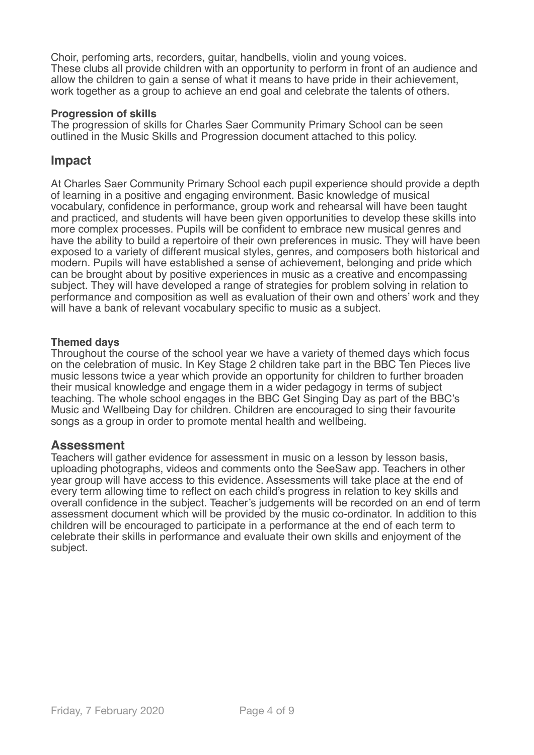Choir, perfoming arts, recorders, guitar, handbells, violin and young voices.
These clubs all provide children with an opportunity to perform in front of an audience and allow the children to gain a sense of what it means to have pride in their achievement, work together as a group to achieve an end goal and celebrate the talents of others.

**Progression of skills**
The progression of skills for Charles Saer Community Primary School can be seen outlined in the Music Skills and Progression document attached to this policy.

## Impact

At Charles Saer Community Primary School each pupil experience should provide a depth of learning in a positive and engaging environment. Basic knowledge of musical vocabulary, confidence in performance, group work and rehearsal will have been taught and practiced, and students will have been given opportunities to develop these skills into more complex processes. Pupils will be confident to embrace new musical genres and have the ability to build a repertoire of their own preferences in music. They will have been exposed to a variety of different musical styles, genres, and composers both historical and modern. Pupils will have established a sense of achievement, belonging and pride which can be brought about by positive experiences in music as a creative and encompassing subject. They will have developed a range of strategies for problem solving in relation to performance and composition as well as evaluation of their own and others' work and they will have a bank of relevant vocabulary specific to music as a subject.

**Themed days**
Throughout the course of the school year we have a variety of themed days which focus on the celebration of music. In Key Stage 2 children take part in the BBC Ten Pieces live music lessons twice a year which provide an opportunity for children to further broaden their musical knowledge and engage them in a wider pedagogy in terms of subject teaching. The whole school engages in the BBC Get Singing Day as part of the BBC's Music and Wellbeing Day for children. Children are encouraged to sing their favourite songs as a group in order to promote mental health and wellbeing.

## Assessment

Teachers will gather evidence for assessment in music on a lesson by lesson basis, uploading photographs, videos and comments onto the SeeSaw app. Teachers in other year group will have access to this evidence. Assessments will take place at the end of every term allowing time to reflect on each child's progress in relation to key skills and overall confidence in the subject. Teacher's judgements will be recorded on an end of term assessment document which will be provided by the music co-ordinator. In addition to this children will be encouraged to participate in a performance at the end of each term to celebrate their skills in performance and evaluate their own skills and enjoyment of the subject.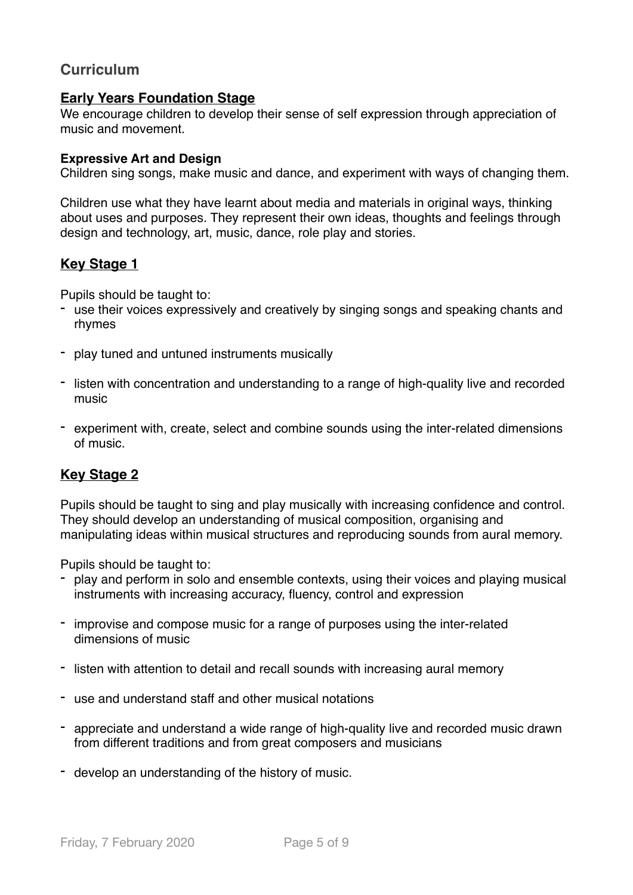## Curriculum

### Early Years Foundation Stage

We encourage children to develop their sense of self expression through appreciation of music and movement.

**Expressive Art and Design**

Children sing songs, make music and dance, and experiment with ways of changing them.

Children use what they have learnt about media and materials in original ways, thinking about uses and purposes. They represent their own ideas, thoughts and feelings through design and technology, art, music, dance, role play and stories.

### Key Stage 1

Pupils should be taught to:

- use their voices expressively and creatively by singing songs and speaking chants and rhymes
- play tuned and untuned instruments musically
- listen with concentration and understanding to a range of high-quality live and recorded music
- experiment with, create, select and combine sounds using the inter-related dimensions of music.

### Key Stage 2

Pupils should be taught to sing and play musically with increasing confidence and control. They should develop an understanding of musical composition, organising and manipulating ideas within musical structures and reproducing sounds from aural memory.

Pupils should be taught to:

- play and perform in solo and ensemble contexts, using their voices and playing musical instruments with increasing accuracy, fluency, control and expression
- improvise and compose music for a range of purposes using the inter-related dimensions of music
- listen with attention to detail and recall sounds with increasing aural memory
- use and understand staff and other musical notations
- appreciate and understand a wide range of high-quality live and recorded music drawn from different traditions and from great composers and musicians
- develop an understanding of the history of music.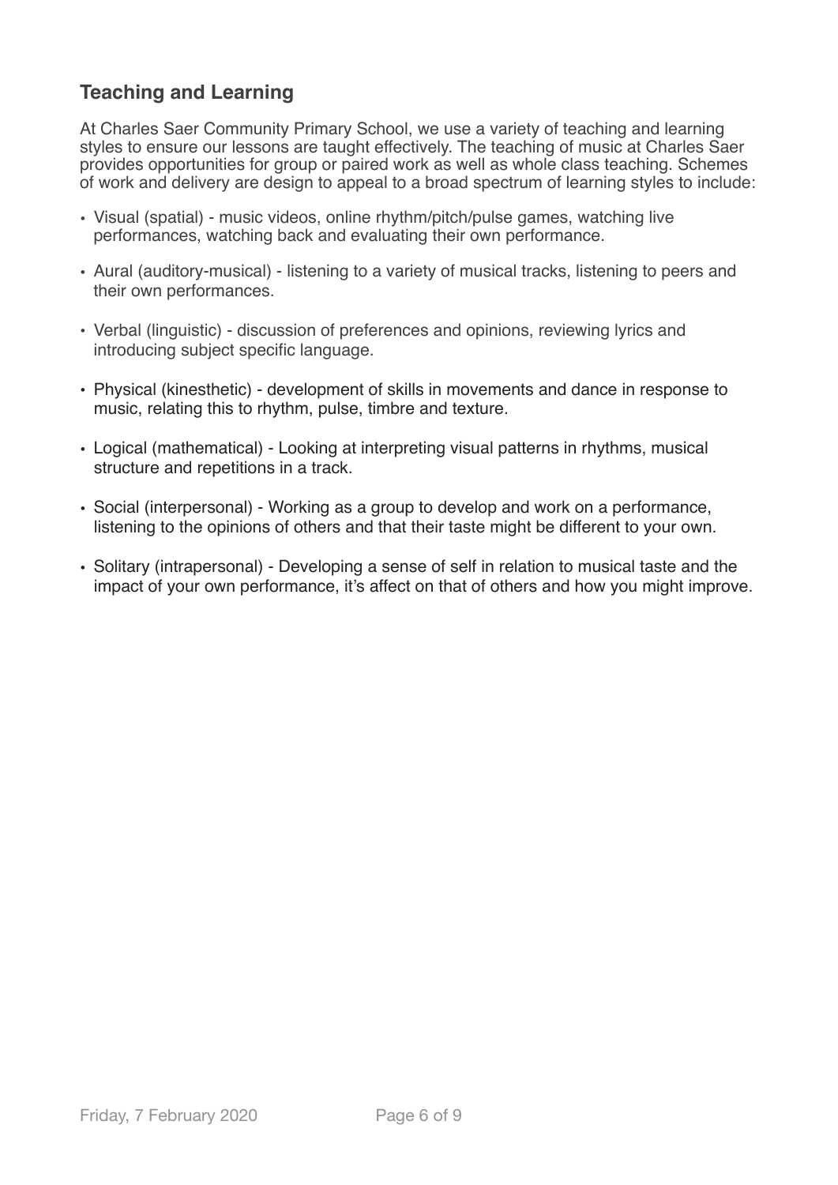## Teaching and Learning

At Charles Saer Community Primary School, we use a variety of teaching and learning styles to ensure our lessons are taught effectively. The teaching of music at Charles Saer provides opportunities for group or paired work as well as whole class teaching. Schemes of work and delivery are design to appeal to a broad spectrum of learning styles to include:

- Visual (spatial) - music videos, online rhythm/pitch/pulse games, watching live performances, watching back and evaluating their own performance.
- Aural (auditory-musical) - listening to a variety of musical tracks, listening to peers and their own performances.
- Verbal (linguistic) - discussion of preferences and opinions, reviewing lyrics and introducing subject specific language.
- Physical (kinesthetic) - development of skills in movements and dance in response to music, relating this to rhythm, pulse, timbre and texture.
- Logical (mathematical) - Looking at interpreting visual patterns in rhythms, musical structure and repetitions in a track.
- Social (interpersonal) - Working as a group to develop and work on a performance, listening to the opinions of others and that their taste might be different to your own.
- Solitary (intrapersonal) - Developing a sense of self in relation to musical taste and the impact of your own performance, it's affect on that of others and how you might improve.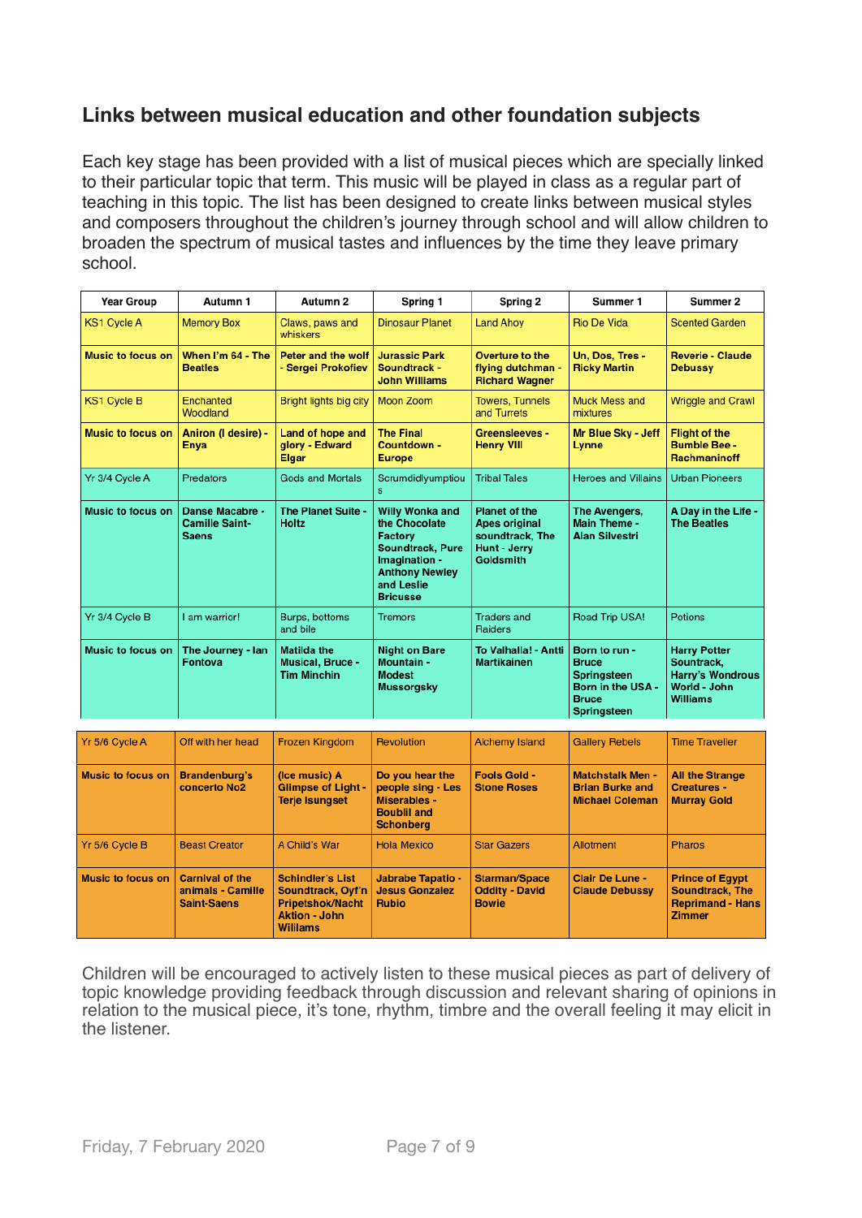## Links between musical education and other foundation subjects

Each key stage has been provided with a list of musical pieces which are specially linked to their particular topic that term. This music will be played in class as a regular part of teaching in this topic. The list has been designed to create links between musical styles and composers throughout the children's journey through school and will allow children to broaden the spectrum of musical tastes and influences by the time they leave primary school.

| Year Group | Autumn 1 | Autumn 2 | Spring 1 | Spring 2 | Summer 1 | Summer 2 |
|---|---|---|---|---|---|---|
| KS1 Cycle A | Memory Box | Claws, paws and whiskers | Dinosaur Planet | Land Ahoy | Rio De Vida | Scented Garden |
| **Music to focus on** | **When I'm 64 - The Beatles** | **Peter and the wolf - Sergei Prokofiev** | **Jurassic Park Soundtrack - John Williams** | **Overture to the flying dutchman - Richard Wagner** | **Un, Dos, Tres - Ricky Martin** | **Reverie - Claude Debussy** |
| KS1 Cycle B | Enchanted Woodland | Bright lights big city | Moon Zoom | Towers, Tunnels and Turrets | Muck Mess and mixtures | Wriggle and Crawl |
| **Music to focus on** | **Aniron (I desire) - Enya** | **Land of hope and glory - Edward Elgar** | **The Final Countdown - Europe** | **Greensleeves - Henry VIII** | **Mr Blue Sky - Jeff Lynne** | **Flight of the Bumble Bee - Rachmaninoff** |
| Yr 3/4 Cycle A | Predators | Gods and Mortals | Scrumdidlyumptious | Tribal Tales | Heroes and Villains | Urban Pioneers |
| **Music to focus on** | **Danse Macabre - Camille Saint-Saens** | **The Planet Suite - Holtz** | **Willy Wonka and the Chocolate Factory Soundtrack, Pure Imagination - Anthony Newley and Leslie Bricusse** | **Planet of the Apes original soundtrack, The Hunt - Jerry Goldsmith** | **The Avengers, Main Theme - Alan Silvestri** | **A Day in the Life - The Beatles** |
| Yr 3/4 Cycle B | I am warrior! | Burps, bottoms and bile | Tremors | Traders and Raiders | Road Trip USA! | Potions |
| **Music to focus on** | **The Journey - Ian Fontova** | **Matilda the Musical, Bruce - Tim Minchin** | **Night on Bare Mountain - Modest Mussorgsky** | **To Valhalla! - Antti Martikainen** | **Born to run - Bruce Springsteen Born in the USA - Bruce Springsteen** | **Harry Potter Sountrack, Harry's Wondrous World - John Williams** |
| Yr 5/6 Cycle A | Off with her head | Frozen Kingdom | Revolution | Alchemy Island | Gallery Rebels | Time Traveller |
| **Music to focus on** | **Brandenburg's concerto No2** | **(Ice music) A Glimpse of Light - Terje Isungset** | **Do you hear the people sing - Les Miserables - Boublil and Schonberg** | **Fools Gold - Stone Roses** | **Matchstalk Men - Brian Burke and Michael Coleman** | **All the Strange Creatures - Murray Gold** |
| Yr 5/6 Cycle B | Beast Creator | A Child's War | Hola Mexico | Star Gazers | Allotment | Pharos |
| **Music to focus on** | **Carnival of the animals - Camille Saint-Saens** | **Schindler's List Soundtrack, Oyf'n Pripetshok/Nacht Aktion - John Willams** | **Jabrabe Tapatio - Jesus Gonzalez Rubio** | **Starman/Space Oddity - David Bowie** | **Clair De Lune - Claude Debussy** | **Prince of Egypt Soundtrack, The Reprimand - Hans Zimmer** |

Children will be encouraged to actively listen to these musical pieces as part of delivery of topic knowledge providing feedback through discussion and relevant sharing of opinions in relation to the musical piece, it's tone, rhythm, timbre and the overall feeling it may elicit in the listener.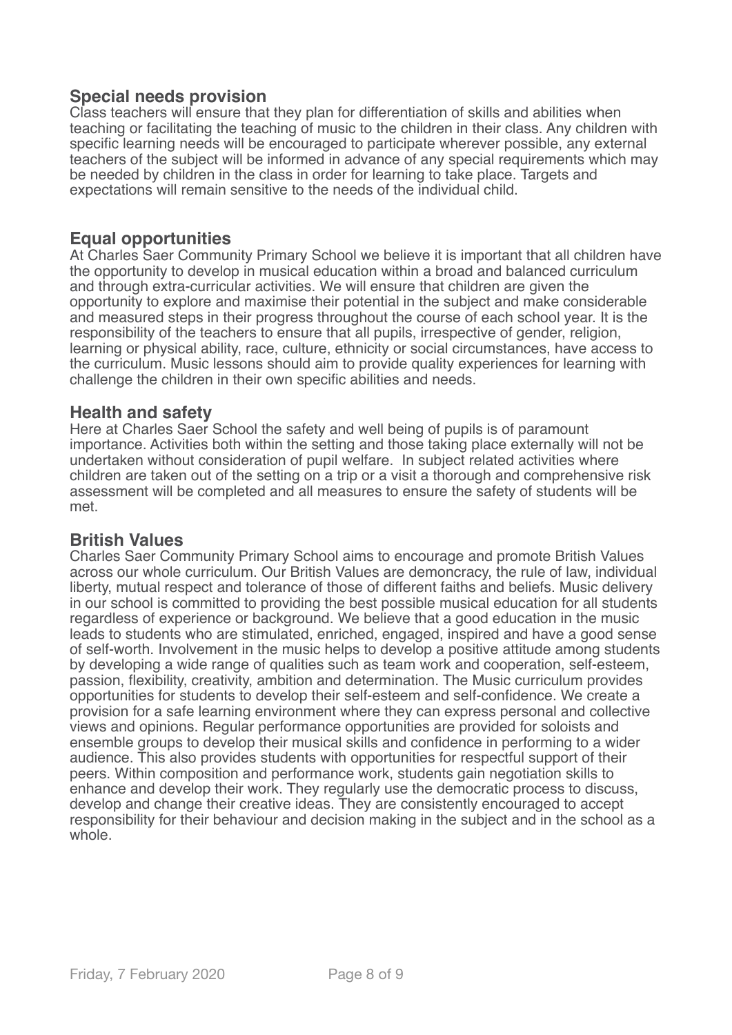## Special needs provision

Class teachers will ensure that they plan for differentiation of skills and abilities when teaching or facilitating the teaching of music to the children in their class. Any children with specific learning needs will be encouraged to participate wherever possible, any external teachers of the subject will be informed in advance of any special requirements which may be needed by children in the class in order for learning to take place. Targets and expectations will remain sensitive to the needs of the individual child.

## Equal opportunities

At Charles Saer Community Primary School we believe it is important that all children have the opportunity to develop in musical education within a broad and balanced curriculum and through extra-curricular activities. We will ensure that children are given the opportunity to explore and maximise their potential in the subject and make considerable and measured steps in their progress throughout the course of each school year. It is the responsibility of the teachers to ensure that all pupils, irrespective of gender, religion, learning or physical ability, race, culture, ethnicity or social circumstances, have access to the curriculum. Music lessons should aim to provide quality experiences for learning with challenge the children in their own specific abilities and needs.

## Health and safety

Here at Charles Saer School the safety and well being of pupils is of paramount importance. Activities both within the setting and those taking place externally will not be undertaken without consideration of pupil welfare. In subject related activities where children are taken out of the setting on a trip or a visit a thorough and comprehensive risk assessment will be completed and all measures to ensure the safety of students will be met.

## British Values

Charles Saer Community Primary School aims to encourage and promote British Values across our whole curriculum. Our British Values are demoncracy, the rule of law, individual liberty, mutual respect and tolerance of those of different faiths and beliefs. Music delivery in our school is committed to providing the best possible musical education for all students regardless of experience or background. We believe that a good education in the music leads to students who are stimulated, enriched, engaged, inspired and have a good sense of self-worth. Involvement in the music helps to develop a positive attitude among students by developing a wide range of qualities such as team work and cooperation, self-esteem, passion, flexibility, creativity, ambition and determination. The Music curriculum provides opportunities for students to develop their self-esteem and self-confidence. We create a provision for a safe learning environment where they can express personal and collective views and opinions. Regular performance opportunities are provided for soloists and ensemble groups to develop their musical skills and confidence in performing to a wider audience. This also provides students with opportunities for respectful support of their peers. Within composition and performance work, students gain negotiation skills to enhance and develop their work. They regularly use the democratic process to discuss, develop and change their creative ideas. They are consistently encouraged to accept responsibility for their behaviour and decision making in the subject and in the school as a whole.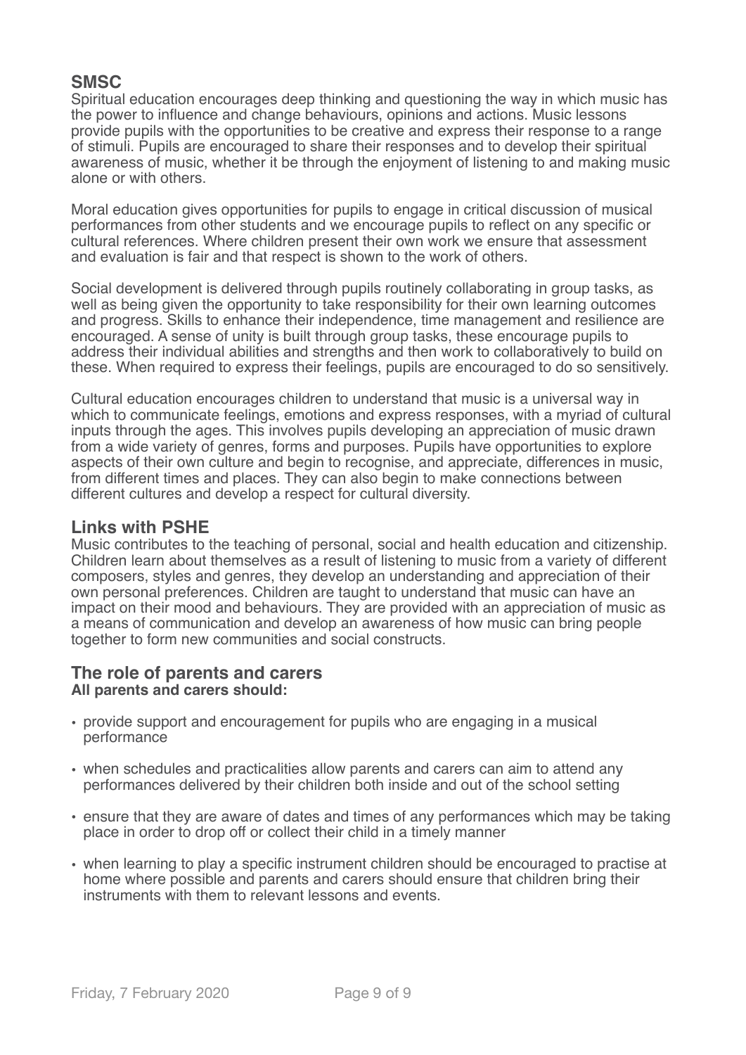## SMSC

Spiritual education encourages deep thinking and questioning the way in which music has the power to influence and change behaviours, opinions and actions. Music lessons provide pupils with the opportunities to be creative and express their response to a range of stimuli. Pupils are encouraged to share their responses and to develop their spiritual awareness of music, whether it be through the enjoyment of listening to and making music alone or with others.

Moral education gives opportunities for pupils to engage in critical discussion of musical performances from other students and we encourage pupils to reflect on any specific or cultural references. Where children present their own work we ensure that assessment and evaluation is fair and that respect is shown to the work of others.

Social development is delivered through pupils routinely collaborating in group tasks, as well as being given the opportunity to take responsibility for their own learning outcomes and progress. Skills to enhance their independence, time management and resilience are encouraged. A sense of unity is built through group tasks, these encourage pupils to address their individual abilities and strengths and then work to collaboratively to build on these. When required to express their feelings, pupils are encouraged to do so sensitively.

Cultural education encourages children to understand that music is a universal way in which to communicate feelings, emotions and express responses, with a myriad of cultural inputs through the ages. This involves pupils developing an appreciation of music drawn from a wide variety of genres, forms and purposes. Pupils have opportunities to explore aspects of their own culture and begin to recognise, and appreciate, differences in music, from different times and places. They can also begin to make connections between different cultures and develop a respect for cultural diversity.

## Links with PSHE

Music contributes to the teaching of personal, social and health education and citizenship. Children learn about themselves as a result of listening to music from a variety of different composers, styles and genres, they develop an understanding and appreciation of their own personal preferences. Children are taught to understand that music can have an impact on their mood and behaviours. They are provided with an appreciation of music as a means of communication and develop an awareness of how music can bring people together to form new communities and social constructs.

## The role of parents and carers

**All parents and carers should:**

- provide support and encouragement for pupils who are engaging in a musical performance
- when schedules and practicalities allow parents and carers can aim to attend any performances delivered by their children both inside and out of the school setting
- ensure that they are aware of dates and times of any performances which may be taking place in order to drop off or collect their child in a timely manner
- when learning to play a specific instrument children should be encouraged to practise at home where possible and parents and carers should ensure that children bring their instruments with them to relevant lessons and events.